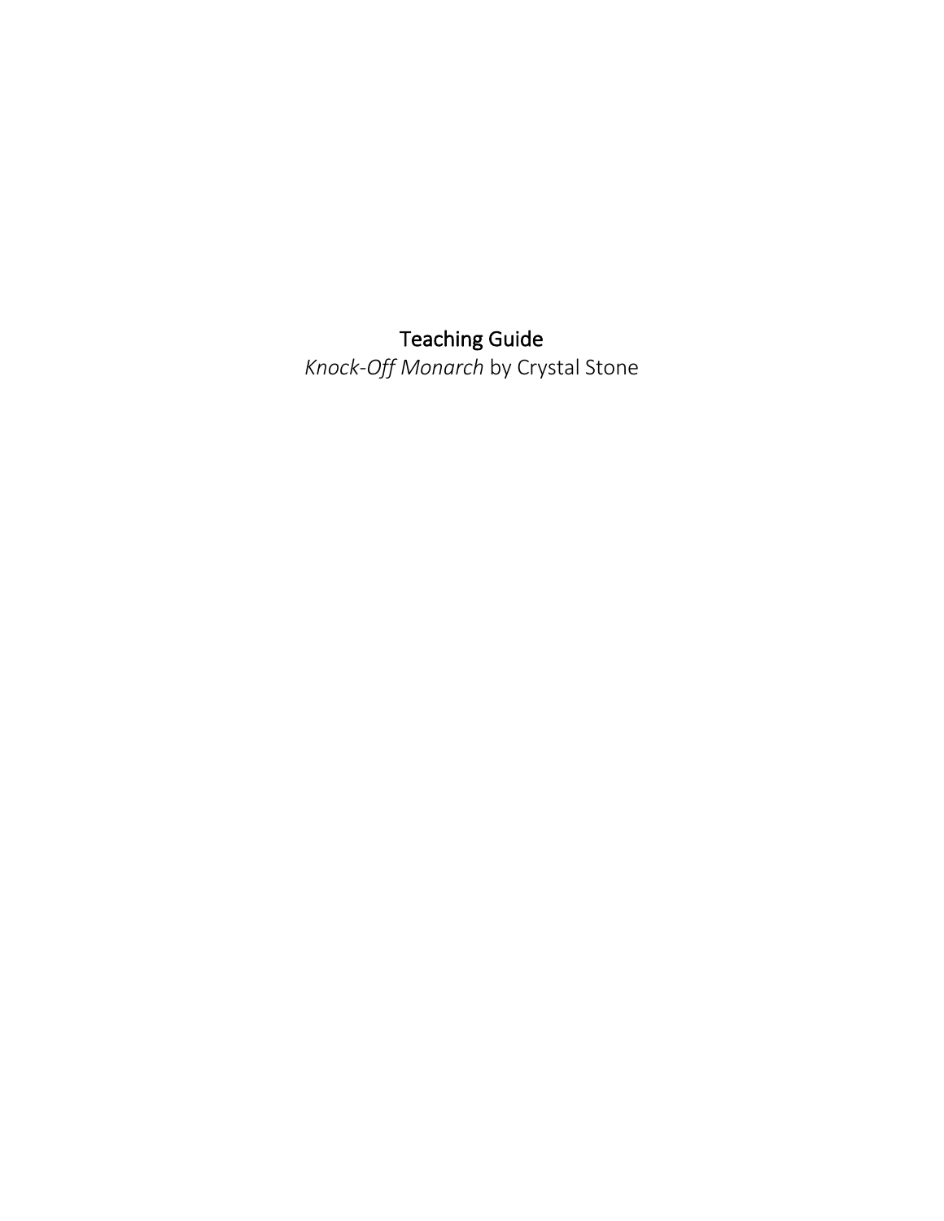# Teaching Guide

*Knock-Off Monarch* by Crystal Stone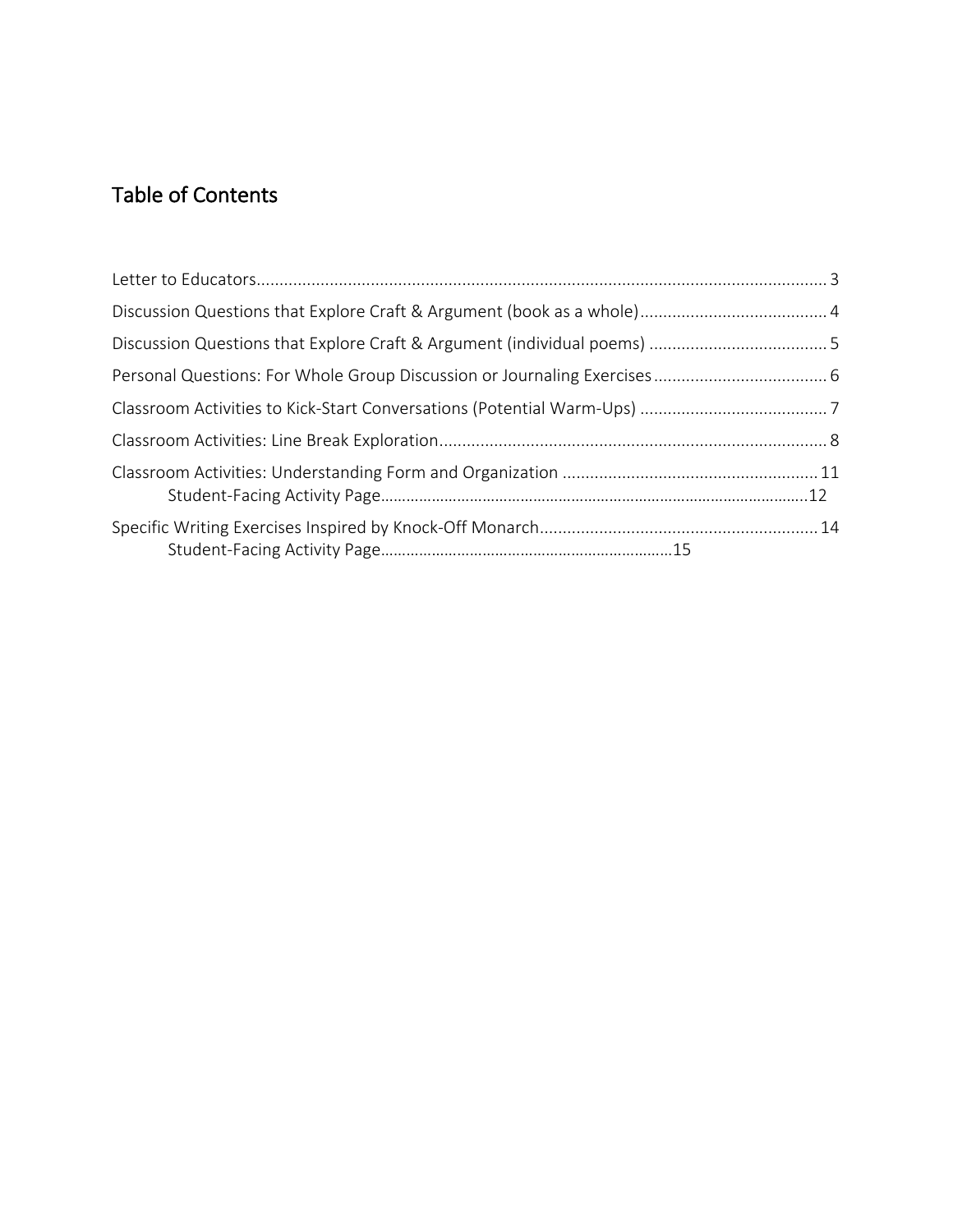## Table of Contents

Letter to Educators ........ 3

Discussion Questions that Explore Craft & Argument (book as a whole) ........ 4

Discussion Questions that Explore Craft & Argument (individual poems) ........ 5

Personal Questions: For Whole Group Discussion or Journaling Exercises ........ 6

Classroom Activities to Kick-Start Conversations (Potential Warm-Ups) ........ 7

Classroom Activities: Line Break Exploration ........ 8

Classroom Activities: Understanding Form and Organization ........ 11
    Student-Facing Activity Page ........ 12

Specific Writing Exercises Inspired by Knock-Off Monarch ........ 14
    Student-Facing Activity Page ........ 15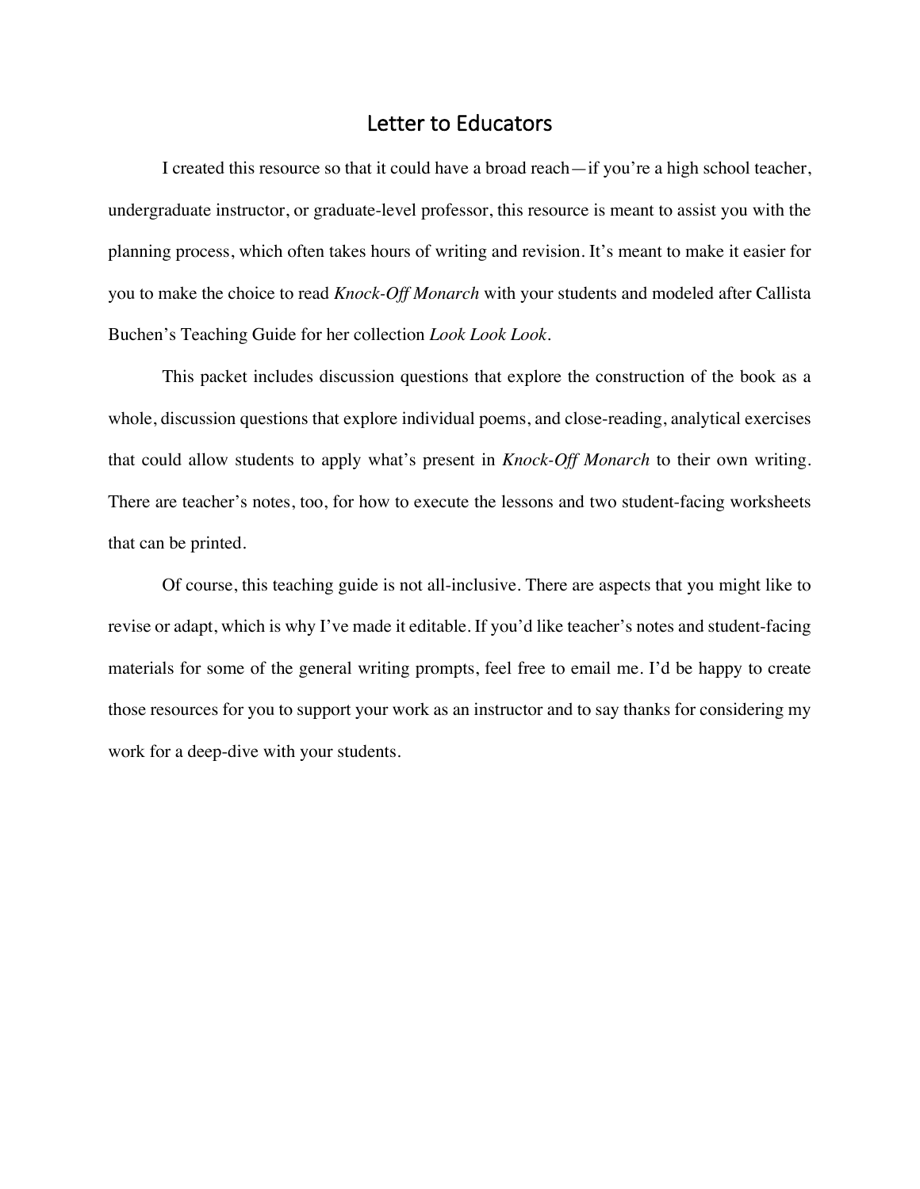# Letter to Educators

I created this resource so that it could have a broad reach—if you're a high school teacher, undergraduate instructor, or graduate-level professor, this resource is meant to assist you with the planning process, which often takes hours of writing and revision. It's meant to make it easier for you to make the choice to read *Knock-Off Monarch* with your students and modeled after Callista Buchen's Teaching Guide for her collection *Look Look Look*.

This packet includes discussion questions that explore the construction of the book as a whole, discussion questions that explore individual poems, and close-reading, analytical exercises that could allow students to apply what's present in *Knock-Off Monarch* to their own writing. There are teacher's notes, too, for how to execute the lessons and two student-facing worksheets that can be printed.

Of course, this teaching guide is not all-inclusive. There are aspects that you might like to revise or adapt, which is why I've made it editable. If you'd like teacher's notes and student-facing materials for some of the general writing prompts, feel free to email me. I'd be happy to create those resources for you to support your work as an instructor and to say thanks for considering my work for a deep-dive with your students.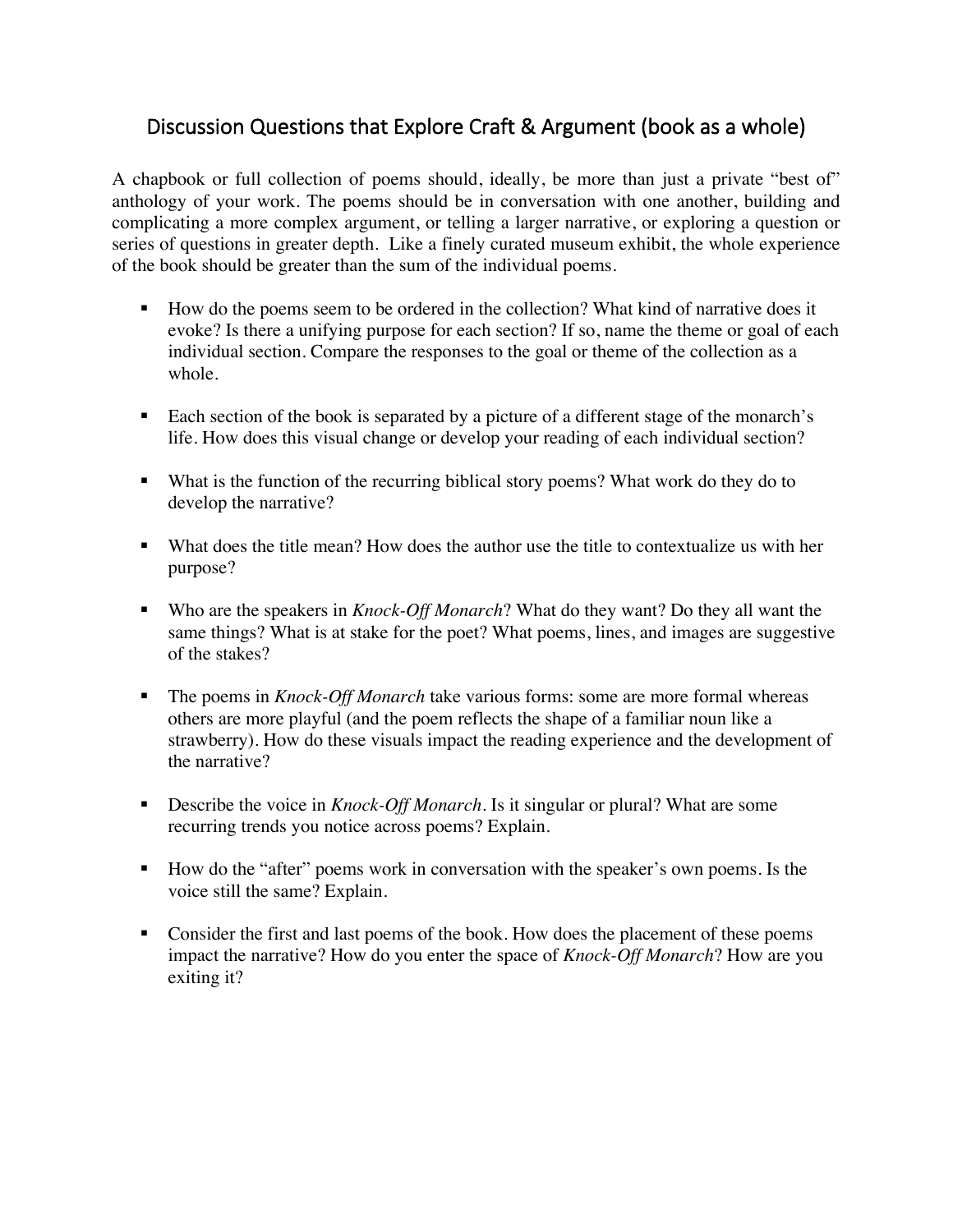## Discussion Questions that Explore Craft & Argument (book as a whole)

A chapbook or full collection of poems should, ideally, be more than just a private "best of" anthology of your work. The poems should be in conversation with one another, building and complicating a more complex argument, or telling a larger narrative, or exploring a question or series of questions in greater depth. Like a finely curated museum exhibit, the whole experience of the book should be greater than the sum of the individual poems.

- How do the poems seem to be ordered in the collection? What kind of narrative does it evoke? Is there a unifying purpose for each section? If so, name the theme or goal of each individual section. Compare the responses to the goal or theme of the collection as a whole.

- Each section of the book is separated by a picture of a different stage of the monarch's life. How does this visual change or develop your reading of each individual section?

- What is the function of the recurring biblical story poems? What work do they do to develop the narrative?

- What does the title mean? How does the author use the title to contextualize us with her purpose?

- Who are the speakers in *Knock-Off Monarch*? What do they want? Do they all want the same things? What is at stake for the poet? What poems, lines, and images are suggestive of the stakes?

- The poems in *Knock-Off Monarch* take various forms: some are more formal whereas others are more playful (and the poem reflects the shape of a familiar noun like a strawberry). How do these visuals impact the reading experience and the development of the narrative?

- Describe the voice in *Knock-Off Monarch*. Is it singular or plural? What are some recurring trends you notice across poems? Explain.

- How do the "after" poems work in conversation with the speaker's own poems. Is the voice still the same? Explain.

- Consider the first and last poems of the book. How does the placement of these poems impact the narrative? How do you enter the space of *Knock-Off Monarch*? How are you exiting it?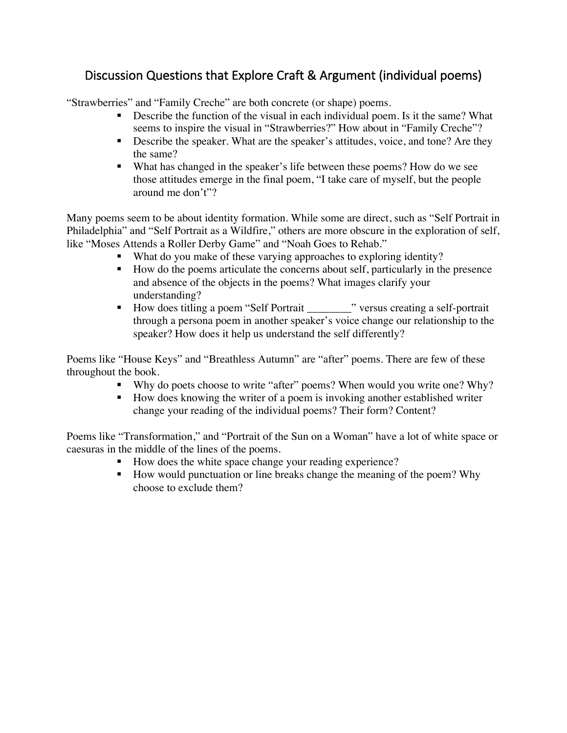## Discussion Questions that Explore Craft & Argument (individual poems)

"Strawberries" and "Family Creche" are both concrete (or shape) poems.

- Describe the function of the visual in each individual poem. Is it the same? What seems to inspire the visual in "Strawberries?" How about in "Family Creche"?
- Describe the speaker. What are the speaker's attitudes, voice, and tone? Are they the same?
- What has changed in the speaker's life between these poems? How do we see those attitudes emerge in the final poem, "I take care of myself, but the people around me don't"?

Many poems seem to be about identity formation. While some are direct, such as "Self Portrait in Philadelphia" and "Self Portrait as a Wildfire," others are more obscure in the exploration of self, like "Moses Attends a Roller Derby Game" and "Noah Goes to Rehab."

- What do you make of these varying approaches to exploring identity?
- How do the poems articulate the concerns about self, particularly in the presence and absence of the objects in the poems? What images clarify your understanding?
- How does titling a poem "Self Portrait ________" versus creating a self-portrait through a persona poem in another speaker's voice change our relationship to the speaker? How does it help us understand the self differently?

Poems like "House Keys" and "Breathless Autumn" are "after" poems. There are few of these throughout the book.

- Why do poets choose to write "after" poems? When would you write one? Why?
- How does knowing the writer of a poem is invoking another established writer change your reading of the individual poems? Their form? Content?

Poems like "Transformation," and "Portrait of the Sun on a Woman" have a lot of white space or caesuras in the middle of the lines of the poems.

- How does the white space change your reading experience?
- How would punctuation or line breaks change the meaning of the poem? Why choose to exclude them?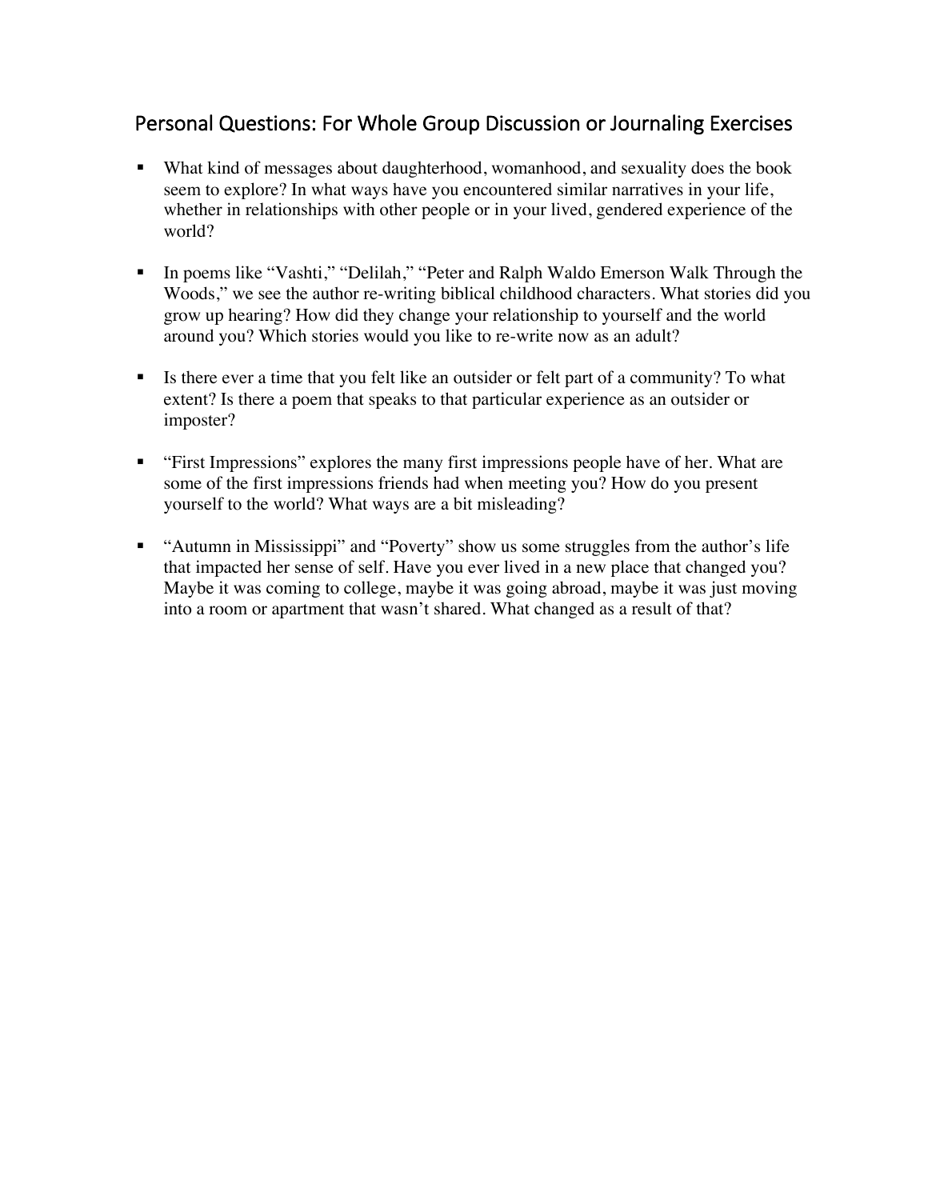## Personal Questions: For Whole Group Discussion or Journaling Exercises

- What kind of messages about daughterhood, womanhood, and sexuality does the book seem to explore? In what ways have you encountered similar narratives in your life, whether in relationships with other people or in your lived, gendered experience of the world?

- In poems like "Vashti," "Delilah," "Peter and Ralph Waldo Emerson Walk Through the Woods," we see the author re-writing biblical childhood characters. What stories did you grow up hearing? How did they change your relationship to yourself and the world around you? Which stories would you like to re-write now as an adult?

- Is there ever a time that you felt like an outsider or felt part of a community? To what extent? Is there a poem that speaks to that particular experience as an outsider or imposter?

- "First Impressions" explores the many first impressions people have of her. What are some of the first impressions friends had when meeting you? How do you present yourself to the world? What ways are a bit misleading?

- "Autumn in Mississippi" and "Poverty" show us some struggles from the author's life that impacted her sense of self. Have you ever lived in a new place that changed you? Maybe it was coming to college, maybe it was going abroad, maybe it was just moving into a room or apartment that wasn't shared. What changed as a result of that?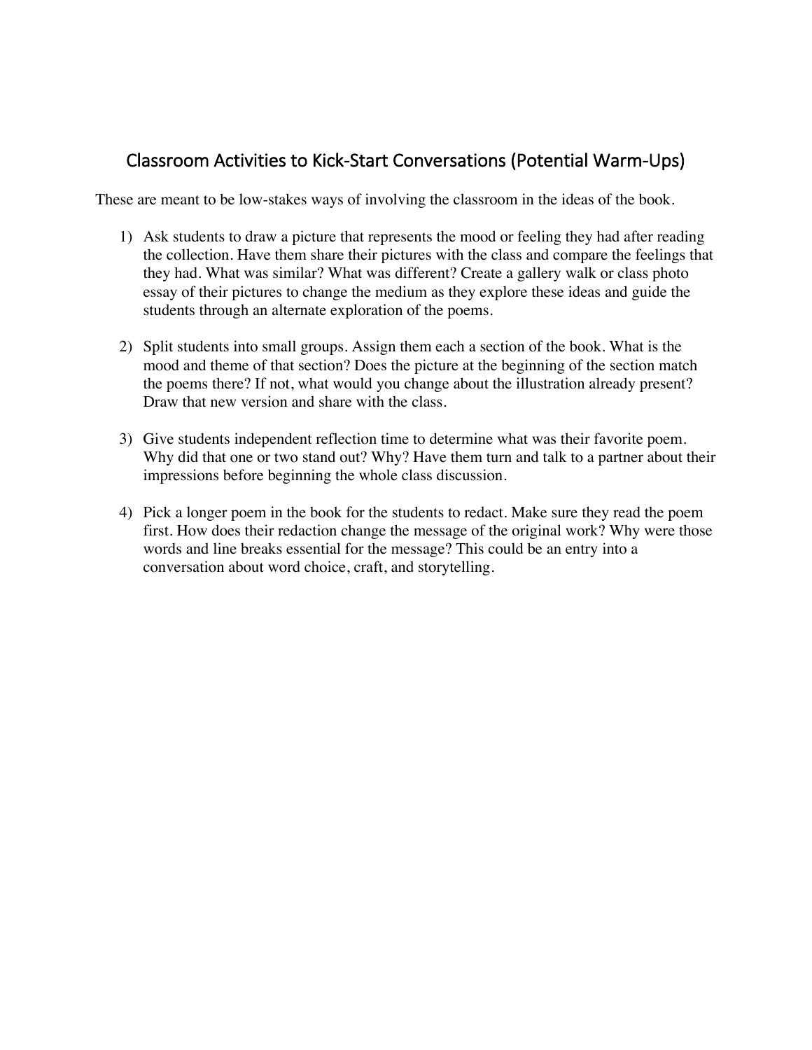## Classroom Activities to Kick-Start Conversations (Potential Warm-Ups)

These are meant to be low-stakes ways of involving the classroom in the ideas of the book.

1) Ask students to draw a picture that represents the mood or feeling they had after reading the collection. Have them share their pictures with the class and compare the feelings that they had. What was similar? What was different? Create a gallery walk or class photo essay of their pictures to change the medium as they explore these ideas and guide the students through an alternate exploration of the poems.

2) Split students into small groups. Assign them each a section of the book. What is the mood and theme of that section? Does the picture at the beginning of the section match the poems there? If not, what would you change about the illustration already present? Draw that new version and share with the class.

3) Give students independent reflection time to determine what was their favorite poem. Why did that one or two stand out? Why? Have them turn and talk to a partner about their impressions before beginning the whole class discussion.

4) Pick a longer poem in the book for the students to redact. Make sure they read the poem first. How does their redaction change the message of the original work? Why were those words and line breaks essential for the message? This could be an entry into a conversation about word choice, craft, and storytelling.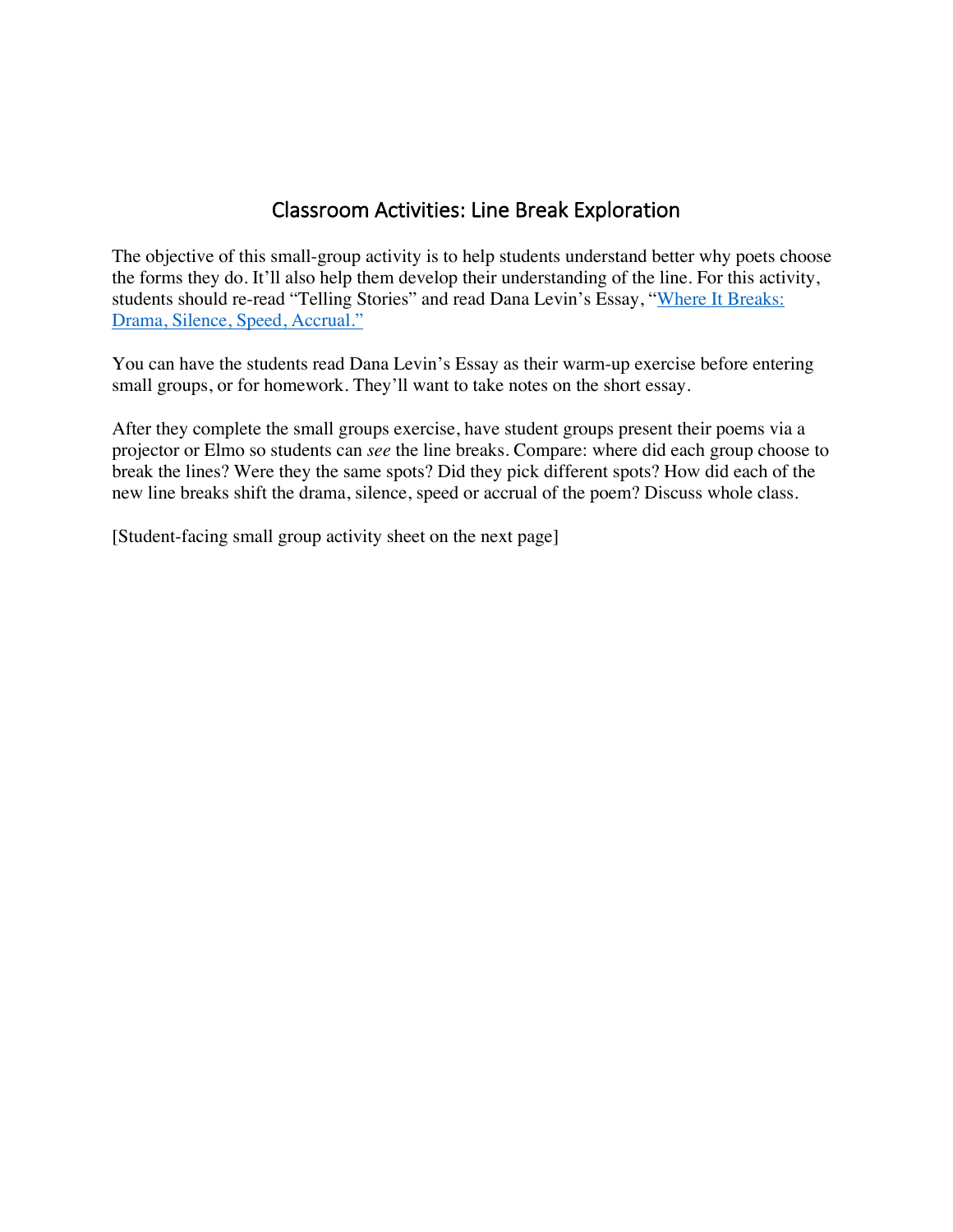# Classroom Activities: Line Break Exploration

The objective of this small-group activity is to help students understand better why poets choose the forms they do. It'll also help them develop their understanding of the line. For this activity, students should re-read "Telling Stories" and read Dana Levin's Essay, "[Where It Breaks: Drama, Silence, Speed, Accrual.]"

You can have the students read Dana Levin's Essay as their warm-up exercise before entering small groups, or for homework. They'll want to take notes on the short essay.

After they complete the small groups exercise, have student groups present their poems via a projector or Elmo so students can *see* the line breaks. Compare: where did each group choose to break the lines? Were they the same spots? Did they pick different spots? How did each of the new line breaks shift the drama, silence, speed or accrual of the poem? Discuss whole class.

[Student-facing small group activity sheet on the next page]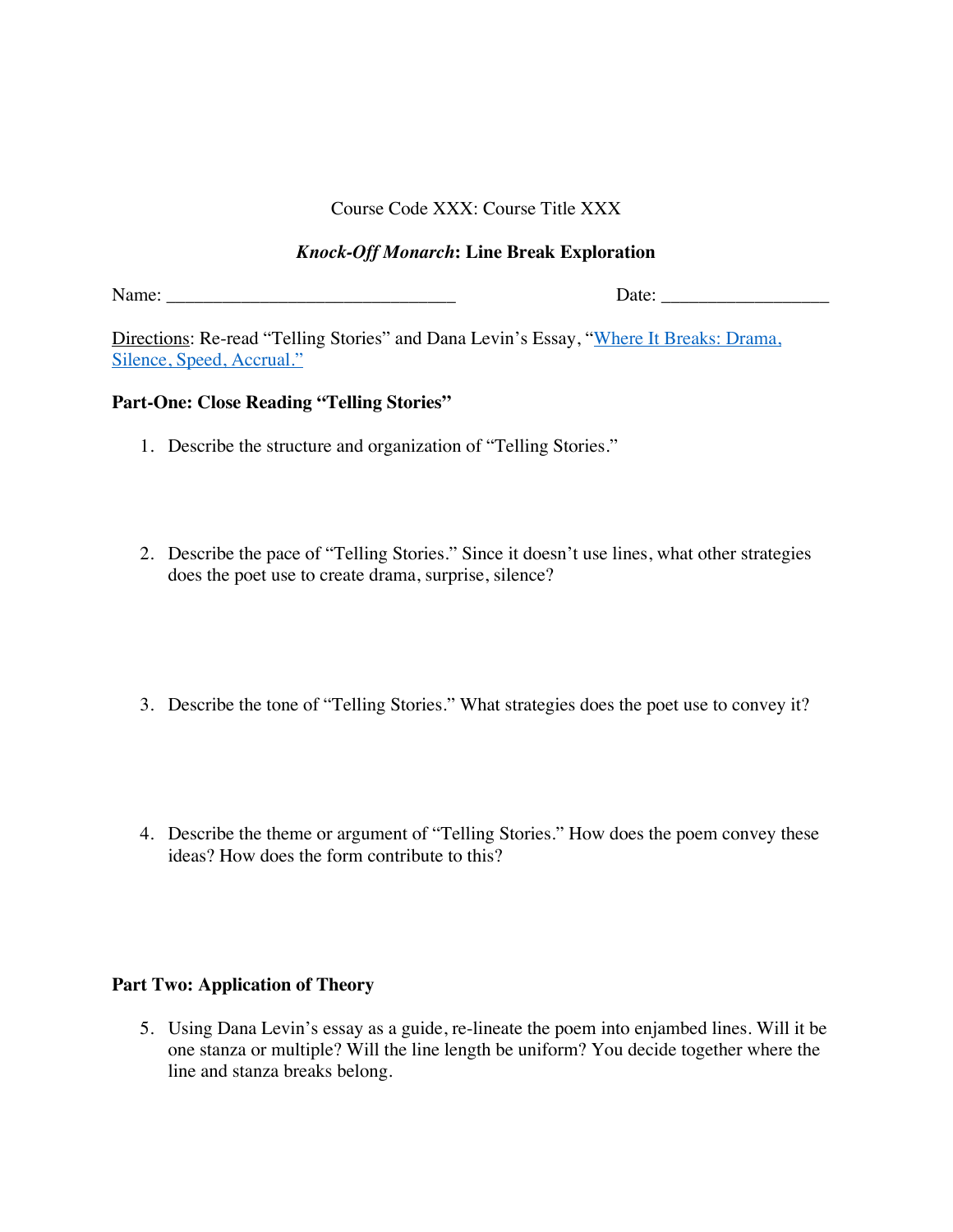Course Code XXX: Course Title XXX

## *Knock-Off Monarch*: Line Break Exploration

Name: ________________________________ Date: __________________

Directions: Re-read "Telling Stories" and Dana Levin's Essay, "[Where It Breaks: Drama, Silence, Speed, Accrual.](#)"

### Part-One: Close Reading "Telling Stories"

1. Describe the structure and organization of "Telling Stories."

2. Describe the pace of "Telling Stories." Since it doesn't use lines, what other strategies does the poet use to create drama, surprise, silence?

3. Describe the tone of "Telling Stories." What strategies does the poet use to convey it?

4. Describe the theme or argument of "Telling Stories." How does the poem convey these ideas? How does the form contribute to this?

### Part Two: Application of Theory

5. Using Dana Levin's essay as a guide, re-lineate the poem into enjambed lines. Will it be one stanza or multiple? Will the line length be uniform? You decide together where the line and stanza breaks belong.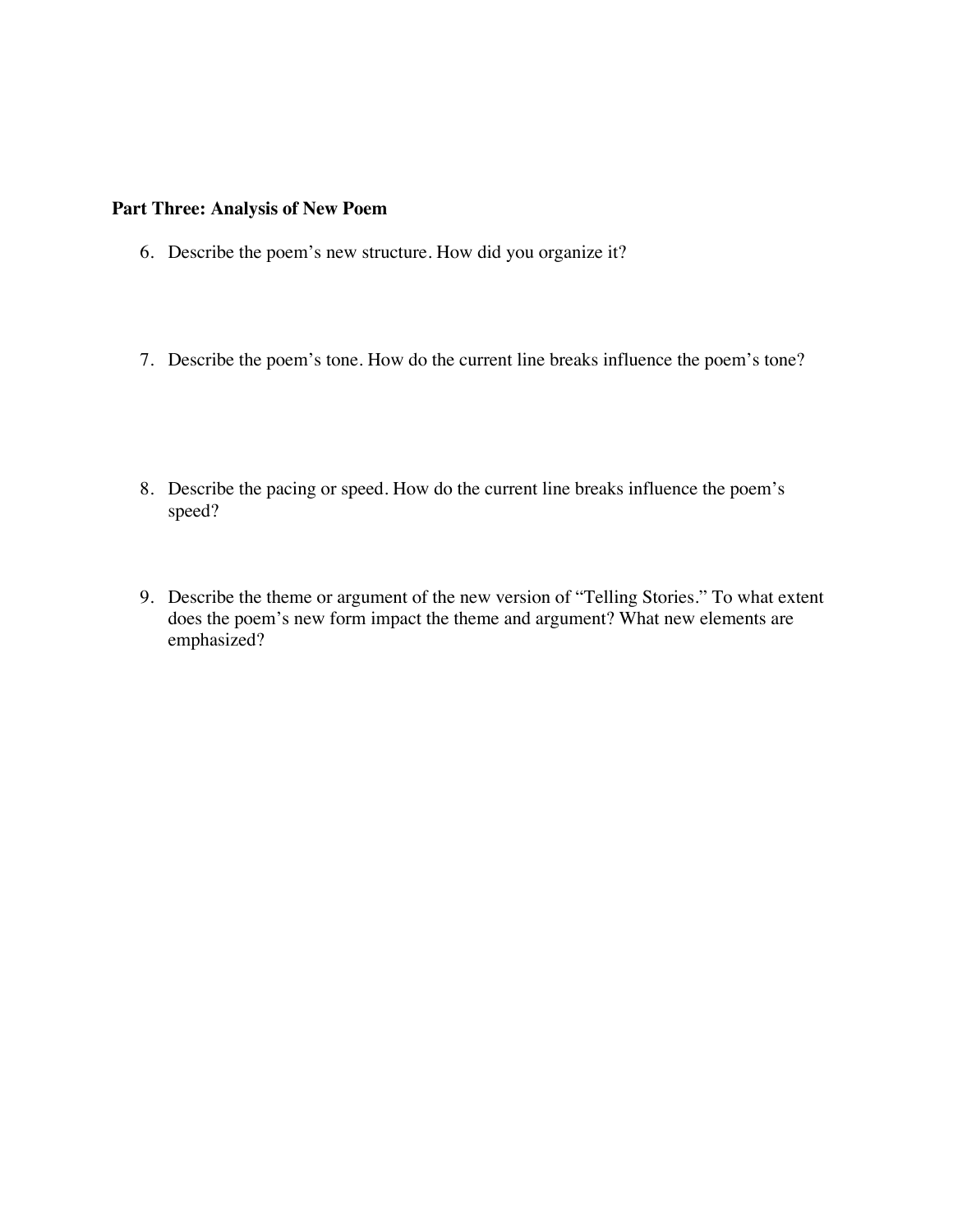**Part Three: Analysis of New Poem**

6. Describe the poem's new structure. How did you organize it?

7. Describe the poem's tone. How do the current line breaks influence the poem's tone?

8. Describe the pacing or speed. How do the current line breaks influence the poem's speed?

9. Describe the theme or argument of the new version of "Telling Stories." To what extent does the poem's new form impact the theme and argument? What new elements are emphasized?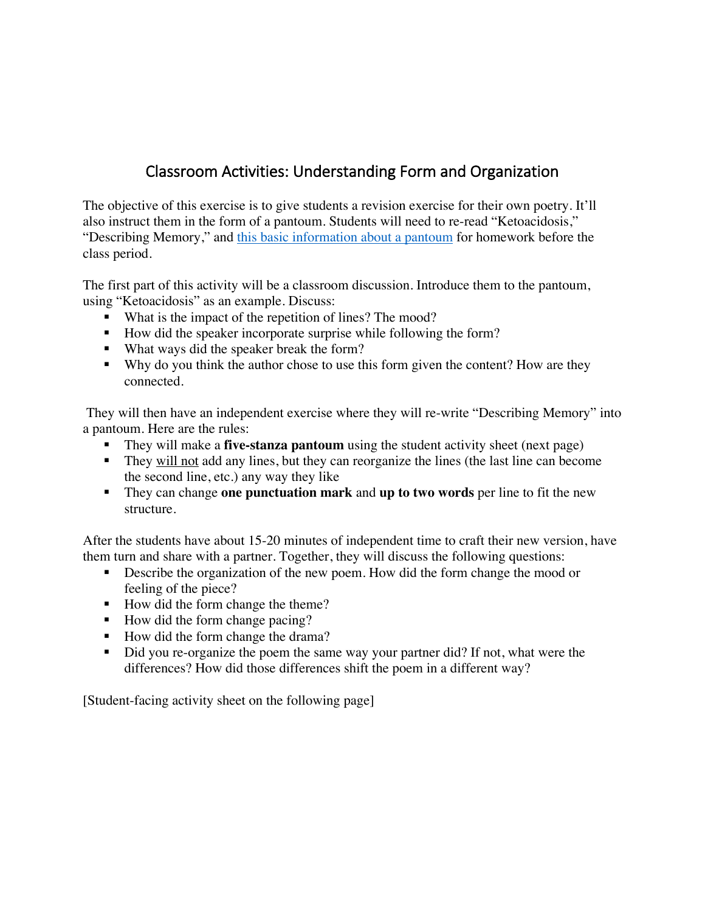# Classroom Activities: Understanding Form and Organization

The objective of this exercise is to give students a revision exercise for their own poetry. It'll also instruct them in the form of a pantoum. Students will need to re-read "Ketoacidosis," "Describing Memory," and [this basic information about a pantoum]() for homework before the class period.

The first part of this activity will be a classroom discussion. Introduce them to the pantoum, using "Ketoacidosis" as an example. Discuss:

- What is the impact of the repetition of lines? The mood?
- How did the speaker incorporate surprise while following the form?
- What ways did the speaker break the form?
- Why do you think the author chose to use this form given the content? How are they connected.

They will then have an independent exercise where they will re-write "Describing Memory" into a pantoum. Here are the rules:

- They will make a **five-stanza pantoum** using the student activity sheet (next page)
- They <u>will not</u> add any lines, but they can reorganize the lines (the last line can become the second line, etc.) any way they like
- They can change **one punctuation mark** and **up to two words** per line to fit the new structure.

After the students have about 15-20 minutes of independent time to craft their new version, have them turn and share with a partner. Together, they will discuss the following questions:

- Describe the organization of the new poem. How did the form change the mood or feeling of the piece?
- How did the form change the theme?
- How did the form change pacing?
- How did the form change the drama?
- Did you re-organize the poem the same way your partner did? If not, what were the differences? How did those differences shift the poem in a different way?

[Student-facing activity sheet on the following page]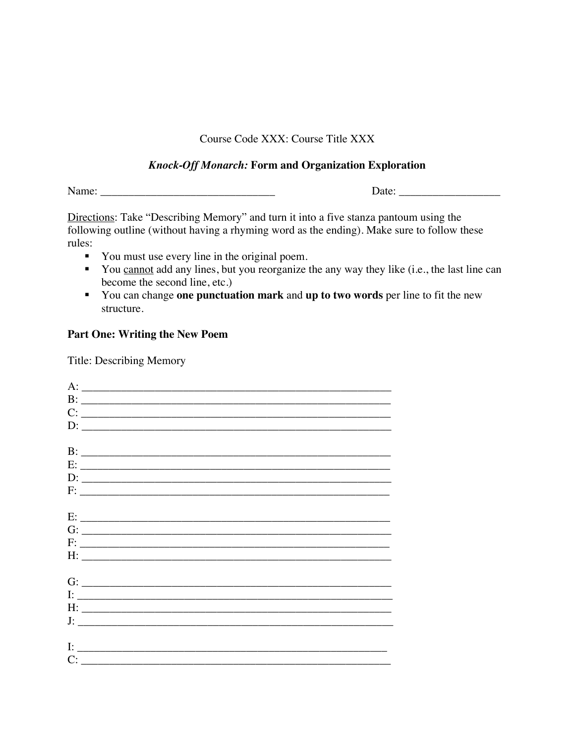Course Code XXX: Course Title XXX

***Knock-Off Monarch:* Form and Organization Exploration**

Name: ______________________________ Date: ________________

Directions: Take "Describing Memory" and turn it into a five stanza pantoum using the following outline (without having a rhyming word as the ending). Make sure to follow these rules:

- You must use every line in the original poem.
- You cannot add any lines, but you reorganize the any way they like (i.e., the last line can become the second line, etc.)
- You can change **one punctuation mark** and **up to two words** per line to fit the new structure.

**Part One: Writing the New Poem**

Title: Describing Memory

A: ____________________________________________________
B: ____________________________________________________
C: ____________________________________________________
D: ____________________________________________________

B: ____________________________________________________
E: ____________________________________________________
D: ____________________________________________________
F: ____________________________________________________

E: ____________________________________________________
G: ____________________________________________________
F: ____________________________________________________
H: ____________________________________________________

G: ____________________________________________________
I: ____________________________________________________
H: ____________________________________________________
J: ____________________________________________________

I: ____________________________________________________
C: ____________________________________________________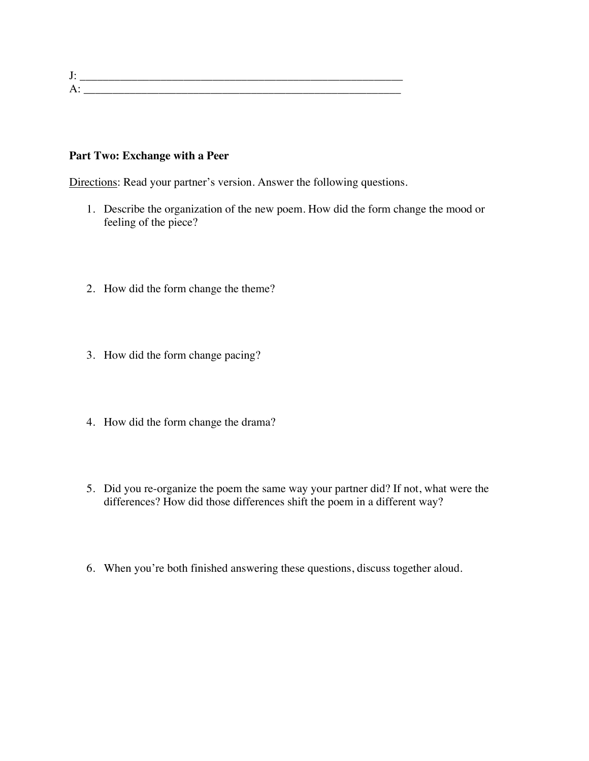J: ___________________________________________________________
A: ___________________________________________________________

**Part Two: Exchange with a Peer**

<u>Directions</u>: Read your partner's version. Answer the following questions.

1. Describe the organization of the new poem. How did the form change the mood or feeling of the piece?

2. How did the form change the theme?

3. How did the form change pacing?

4. How did the form change the drama?

5. Did you re-organize the poem the same way your partner did? If not, what were the differences? How did those differences shift the poem in a different way?

6. When you're both finished answering these questions, discuss together aloud.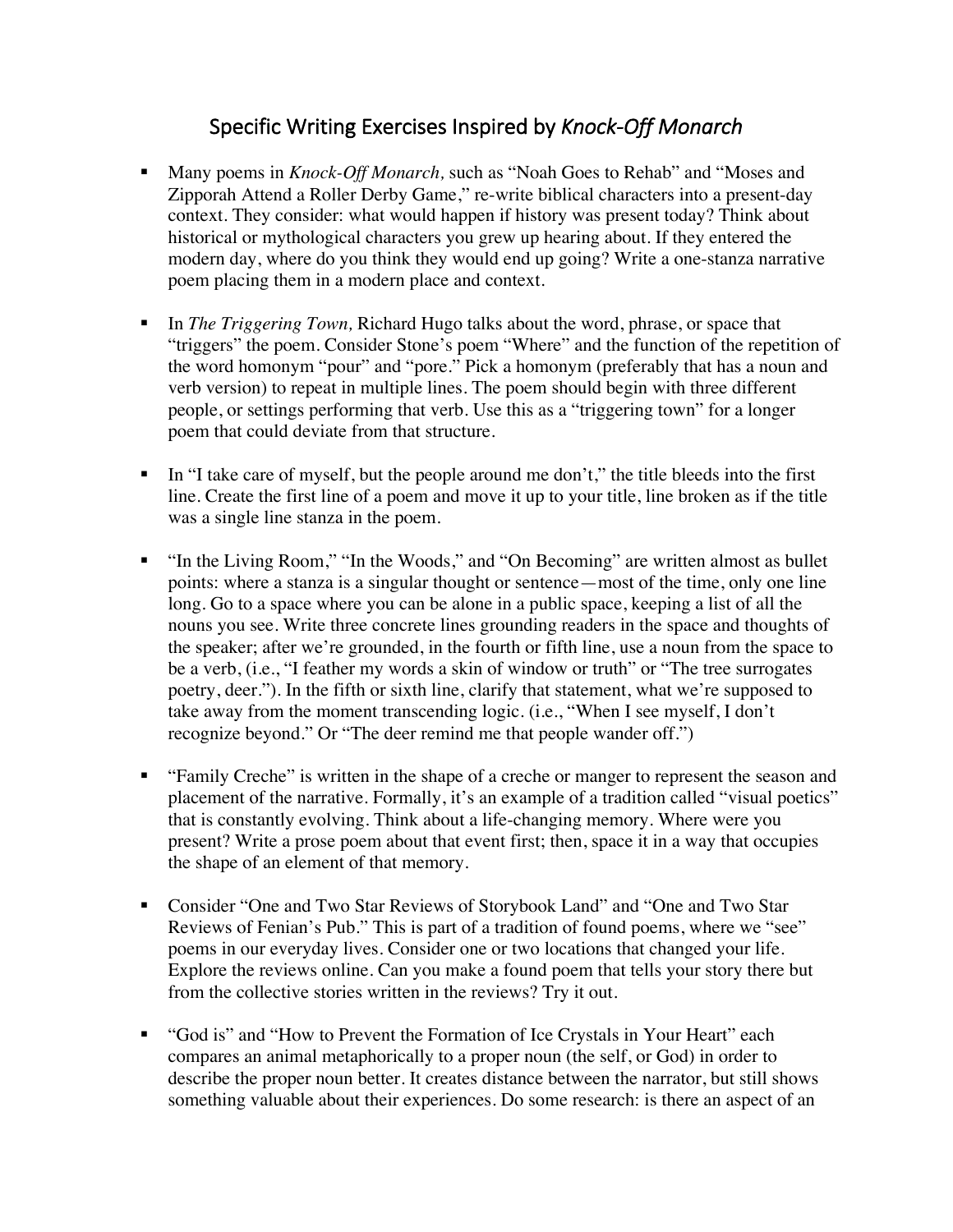# Specific Writing Exercises Inspired by *Knock-Off Monarch*

- Many poems in *Knock-Off Monarch,* such as "Noah Goes to Rehab" and "Moses and Zipporah Attend a Roller Derby Game," re-write biblical characters into a present-day context. They consider: what would happen if history was present today? Think about historical or mythological characters you grew up hearing about. If they entered the modern day, where do you think they would end up going? Write a one-stanza narrative poem placing them in a modern place and context.

- In *The Triggering Town,* Richard Hugo talks about the word, phrase, or space that "triggers" the poem. Consider Stone's poem "Where" and the function of the repetition of the word homonym "pour" and "pore." Pick a homonym (preferably that has a noun and verb version) to repeat in multiple lines. The poem should begin with three different people, or settings performing that verb. Use this as a "triggering town" for a longer poem that could deviate from that structure.

- In "I take care of myself, but the people around me don't," the title bleeds into the first line. Create the first line of a poem and move it up to your title, line broken as if the title was a single line stanza in the poem.

- "In the Living Room," "In the Woods," and "On Becoming" are written almost as bullet points: where a stanza is a singular thought or sentence—most of the time, only one line long. Go to a space where you can be alone in a public space, keeping a list of all the nouns you see. Write three concrete lines grounding readers in the space and thoughts of the speaker; after we're grounded, in the fourth or fifth line, use a noun from the space to be a verb, (i.e., "I feather my words a skin of window or truth" or "The tree surrogates poetry, deer."). In the fifth or sixth line, clarify that statement, what we're supposed to take away from the moment transcending logic. (i.e., "When I see myself, I don't recognize beyond." Or "The deer remind me that people wander off.")

- "Family Creche" is written in the shape of a creche or manger to represent the season and placement of the narrative. Formally, it's an example of a tradition called "visual poetics" that is constantly evolving. Think about a life-changing memory. Where were you present? Write a prose poem about that event first; then, space it in a way that occupies the shape of an element of that memory.

- Consider "One and Two Star Reviews of Storybook Land" and "One and Two Star Reviews of Fenian's Pub." This is part of a tradition of found poems, where we "see" poems in our everyday lives. Consider one or two locations that changed your life. Explore the reviews online. Can you make a found poem that tells your story there but from the collective stories written in the reviews? Try it out.

- "God is" and "How to Prevent the Formation of Ice Crystals in Your Heart" each compares an animal metaphorically to a proper noun (the self, or God) in order to describe the proper noun better. It creates distance between the narrator, but still shows something valuable about their experiences. Do some research: is there an aspect of an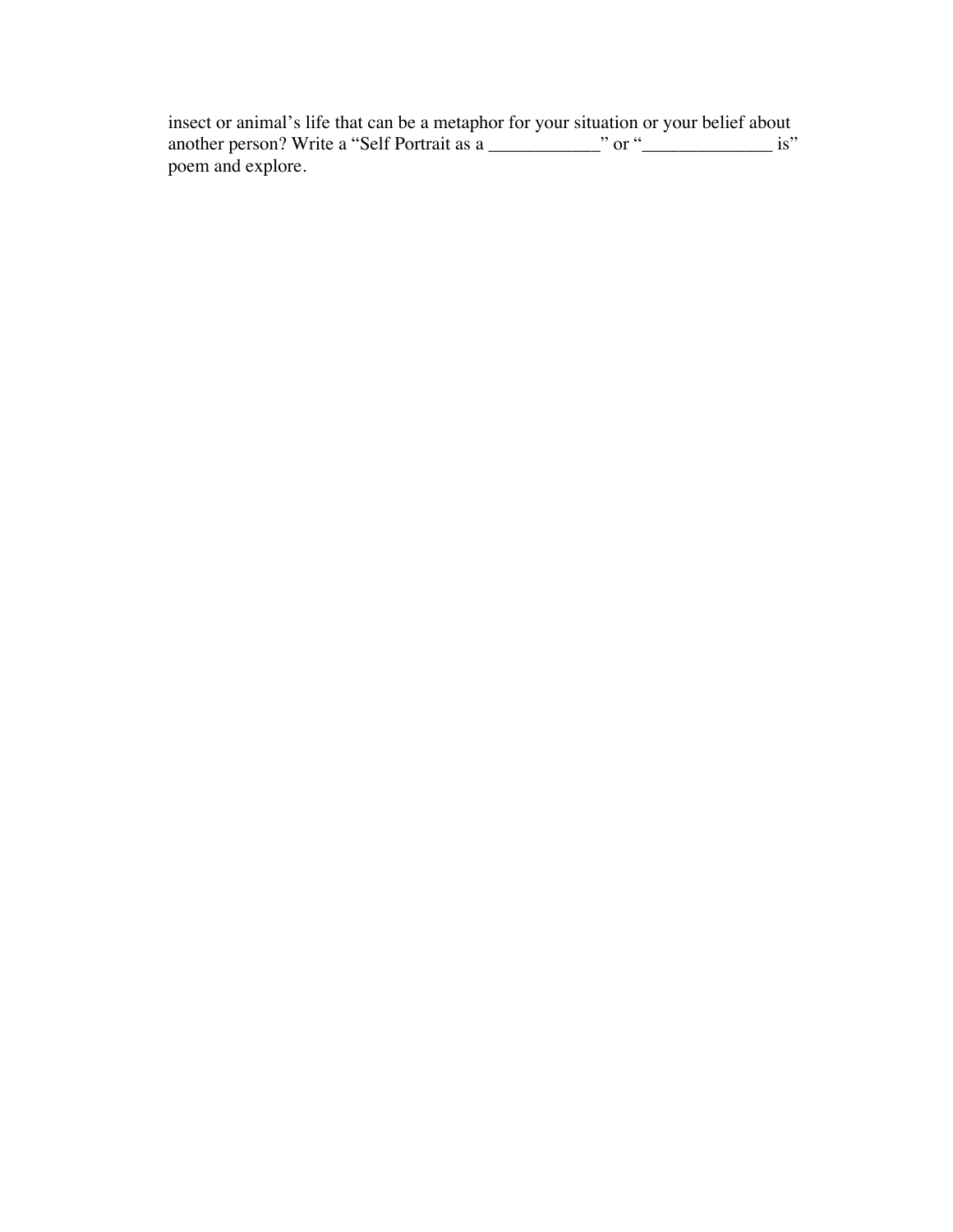insect or animal’s life that can be a metaphor for your situation or your belief about another person? Write a “Self Portrait as a ____________” or “______________ is” poem and explore.